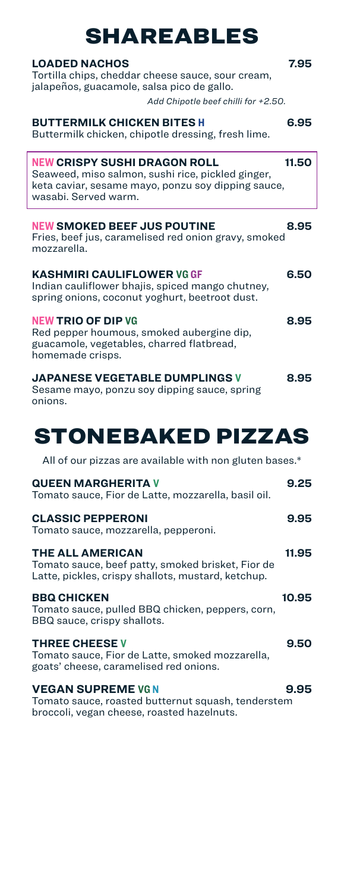# SHAREABLES

**LOADED NACHOS** **7.95**
Tortilla chips, cheddar cheese sauce, sour cream, jalapeños, guacamole, salsa pico de gallo.
*Add Chipotle beef chilli for +2.50.*

**BUTTERMILK CHICKEN BITES H** **6.95**
Buttermilk chicken, chipotle dressing, fresh lime.

**NEW CRISPY SUSHI DRAGON ROLL** **11.50**
Seaweed, miso salmon, sushi rice, pickled ginger, keta caviar, sesame mayo, ponzu soy dipping sauce, wasabi. Served warm.

**NEW SMOKED BEEF JUS POUTINE** **8.95**
Fries, beef jus, caramelised red onion gravy, smoked mozzarella.

**KASHMIRI CAULIFLOWER VG GF** **6.50**
Indian cauliflower bhajis, spiced mango chutney, spring onions, coconut yoghurt, beetroot dust.

**NEW TRIO OF DIP VG** **8.95**
Red pepper houmous, smoked aubergine dip, guacamole, vegetables, charred flatbread, homemade crisps.

**JAPANESE VEGETABLE DUMPLINGS V** **8.95**
Sesame mayo, ponzu soy dipping sauce, spring onions.

# STONEBAKED PIZZAS

All of our pizzas are available with non gluten bases.*

**QUEEN MARGHERITA V** **9.25**
Tomato sauce, Fior de Latte, mozzarella, basil oil.

**CLASSIC PEPPERONI** **9.95**
Tomato sauce, mozzarella, pepperoni.

**THE ALL AMERICAN** **11.95**
Tomato sauce, beef patty, smoked brisket, Fior de Latte, pickles, crispy shallots, mustard, ketchup.

**BBQ CHICKEN** **10.95**
Tomato sauce, pulled BBQ chicken, peppers, corn, BBQ sauce, crispy shallots.

**THREE CHEESE V** **9.50**
Tomato sauce, Fior de Latte, smoked mozzarella, goats' cheese, caramelised red onions.

**VEGAN SUPREME VG N** **9.95**
Tomato sauce, roasted butternut squash, tenderstem broccoli, vegan cheese, roasted hazelnuts.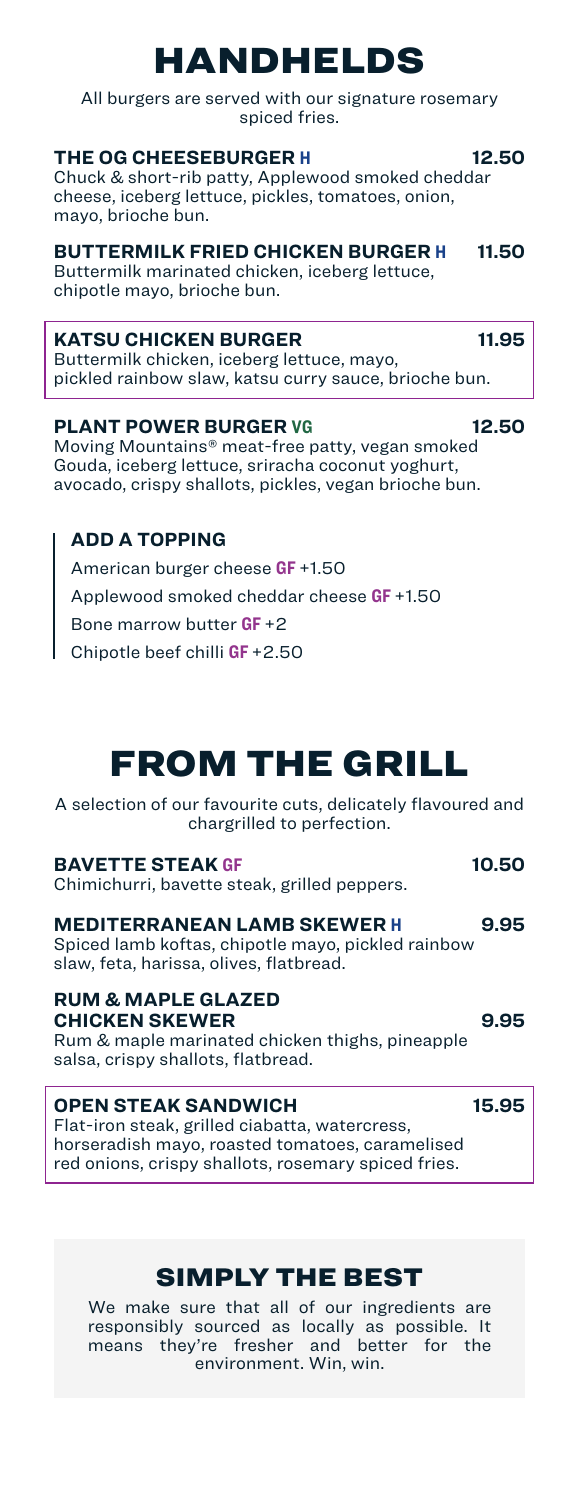# HANDHELDS

All burgers are served with our signature rosemary spiced fries.

**THE OG CHEESEBURGER H** 12.50
Chuck & short-rib patty, Applewood smoked cheddar cheese, iceberg lettuce, pickles, tomatoes, onion, mayo, brioche bun.

**BUTTERMILK FRIED CHICKEN BURGER H** 11.50
Buttermilk marinated chicken, iceberg lettuce, chipotle mayo, brioche bun.

**KATSU CHICKEN BURGER** 11.95
Buttermilk chicken, iceberg lettuce, mayo, pickled rainbow slaw, katsu curry sauce, brioche bun.

**PLANT POWER BURGER VG** 12.50
Moving Mountains® meat-free patty, vegan smoked Gouda, iceberg lettuce, sriracha coconut yoghurt, avocado, crispy shallots, pickles, vegan brioche bun.

### ADD A TOPPING

American burger cheese **GF** +1.50

Applewood smoked cheddar cheese **GF** +1.50

Bone marrow butter **GF** +2

Chipotle beef chilli **GF** +2.50

# FROM THE GRILL

A selection of our favourite cuts, delicately flavoured and chargrilled to perfection.

**BAVETTE STEAK GF** 10.50
Chimichurri, bavette steak, grilled peppers.

**MEDITERRANEAN LAMB SKEWER H** 9.95
Spiced lamb koftas, chipotle mayo, pickled rainbow slaw, feta, harissa, olives, flatbread.

**RUM & MAPLE GLAZED CHICKEN SKEWER** 9.95
Rum & maple marinated chicken thighs, pineapple salsa, crispy shallots, flatbread.

**OPEN STEAK SANDWICH** 15.95
Flat-iron steak, grilled ciabatta, watercress, horseradish mayo, roasted tomatoes, caramelised red onions, crispy shallots, rosemary spiced fries.

## SIMPLY THE BEST

We make sure that all of our ingredients are responsibly sourced as locally as possible. It means they're fresher and better for the environment. Win, win.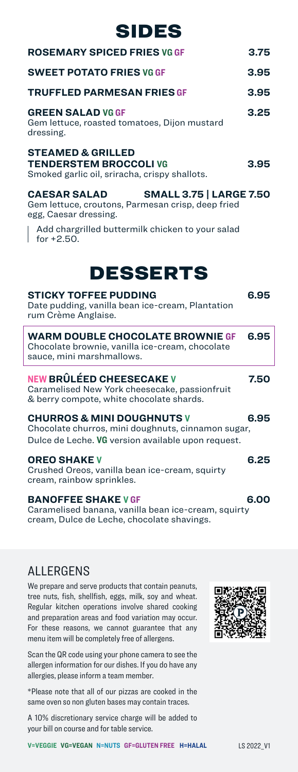# SIDES

**ROSEMARY SPICED FRIES VG GF** 3.75

**SWEET POTATO FRIES VG GF** 3.95

**TRUFFLED PARMESAN FRIES GF** 3.95

**GREEN SALAD VG GF** 3.25
Gem lettuce, roasted tomatoes, Dijon mustard dressing.

**STEAMED & GRILLED TENDERSTEM BROCCOLI VG** 3.95
Smoked garlic oil, sriracha, crispy shallots.

**CAESAR SALAD** **SMALL 3.75 | LARGE 7.50**
Gem lettuce, croutons, Parmesan crisp, deep fried egg, Caesar dressing.

Add chargrilled buttermilk chicken to your salad for +2.50.

# DESSERTS

**STICKY TOFFEE PUDDING** 6.95
Date pudding, vanilla bean ice-cream, Plantation rum Crème Anglaise.

**WARM DOUBLE CHOCOLATE BROWNIE GF** 6.95
Chocolate brownie, vanilla ice-cream, chocolate sauce, mini marshmallows.

**NEW BRÛLÉED CHEESECAKE V** 7.50
Caramelised New York cheesecake, passionfruit & berry compote, white chocolate shards.

**CHURROS & MINI DOUGHNUTS V** 6.95
Chocolate churros, mini doughnuts, cinnamon sugar, Dulce de Leche. **VG** version available upon request.

**OREO SHAKE V** 6.25
Crushed Oreos, vanilla bean ice-cream, squirty cream, rainbow sprinkles.

**BANOFFEE SHAKE V GF** 6.00
Caramelised banana, vanilla bean ice-cream, squirty cream, Dulce de Leche, chocolate shavings.

## ALLERGENS

We prepare and serve products that contain peanuts, tree nuts, fish, shellfish, eggs, milk, soy and wheat. Regular kitchen operations involve shared cooking and preparation areas and food variation may occur. For these reasons, we cannot guarantee that any menu item will be completely free of allergens.

Scan the QR code using your phone camera to see the allergen information for our dishes. If you do have any allergies, please inform a team member.

*Please note that all of our pizzas are cooked in the same oven so non gluten bases may contain traces.

A 10% discretionary service charge will be added to your bill on course and for table service.

V=VEGGIE VG=VEGAN N=NUTS GF=GLUTEN FREE H=HALAL

LS 2022_V1